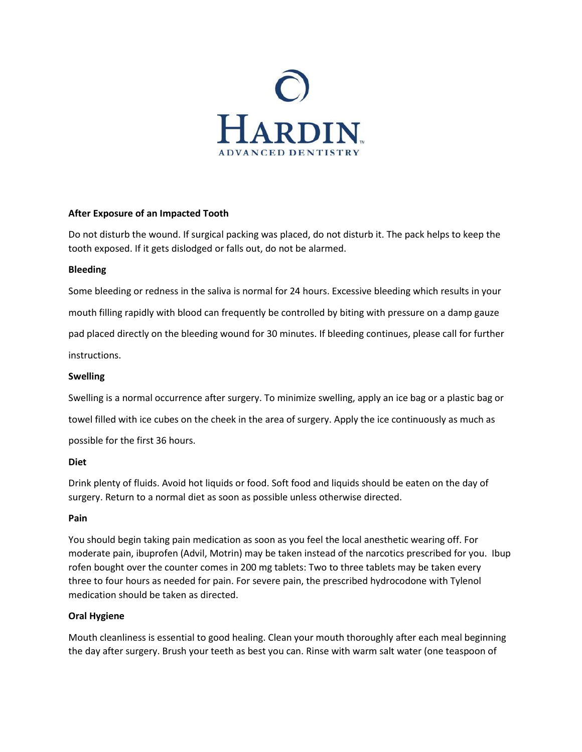# HARDIN
ADVANCED DENTISTRY

**After Exposure of an Impacted Tooth**

Do not disturb the wound. If surgical packing was placed, do not disturb it. The pack helps to keep the tooth exposed. If it gets dislodged or falls out, do not be alarmed.

**Bleeding**

Some bleeding or redness in the saliva is normal for 24 hours. Excessive bleeding which results in your mouth filling rapidly with blood can frequently be controlled by biting with pressure on a damp gauze pad placed directly on the bleeding wound for 30 minutes. If bleeding continues, please call for further instructions.

**Swelling**

Swelling is a normal occurrence after surgery. To minimize swelling, apply an ice bag or a plastic bag or towel filled with ice cubes on the cheek in the area of surgery. Apply the ice continuously as much as possible for the first 36 hours.

**Diet**

Drink plenty of fluids. Avoid hot liquids or food. Soft food and liquids should be eaten on the day of surgery. Return to a normal diet as soon as possible unless otherwise directed.

**Pain**

You should begin taking pain medication as soon as you feel the local anesthetic wearing off. For moderate pain, ibuprofen (Advil, Motrin) may be taken instead of the narcotics prescribed for you. Ibuprofen bought over the counter comes in 200 mg tablets: Two to three tablets may be taken every three to four hours as needed for pain. For severe pain, the prescribed hydrocodone with Tylenol medication should be taken as directed.

**Oral Hygiene**

Mouth cleanliness is essential to good healing. Clean your mouth thoroughly after each meal beginning the day after surgery. Brush your teeth as best you can. Rinse with warm salt water (one teaspoon of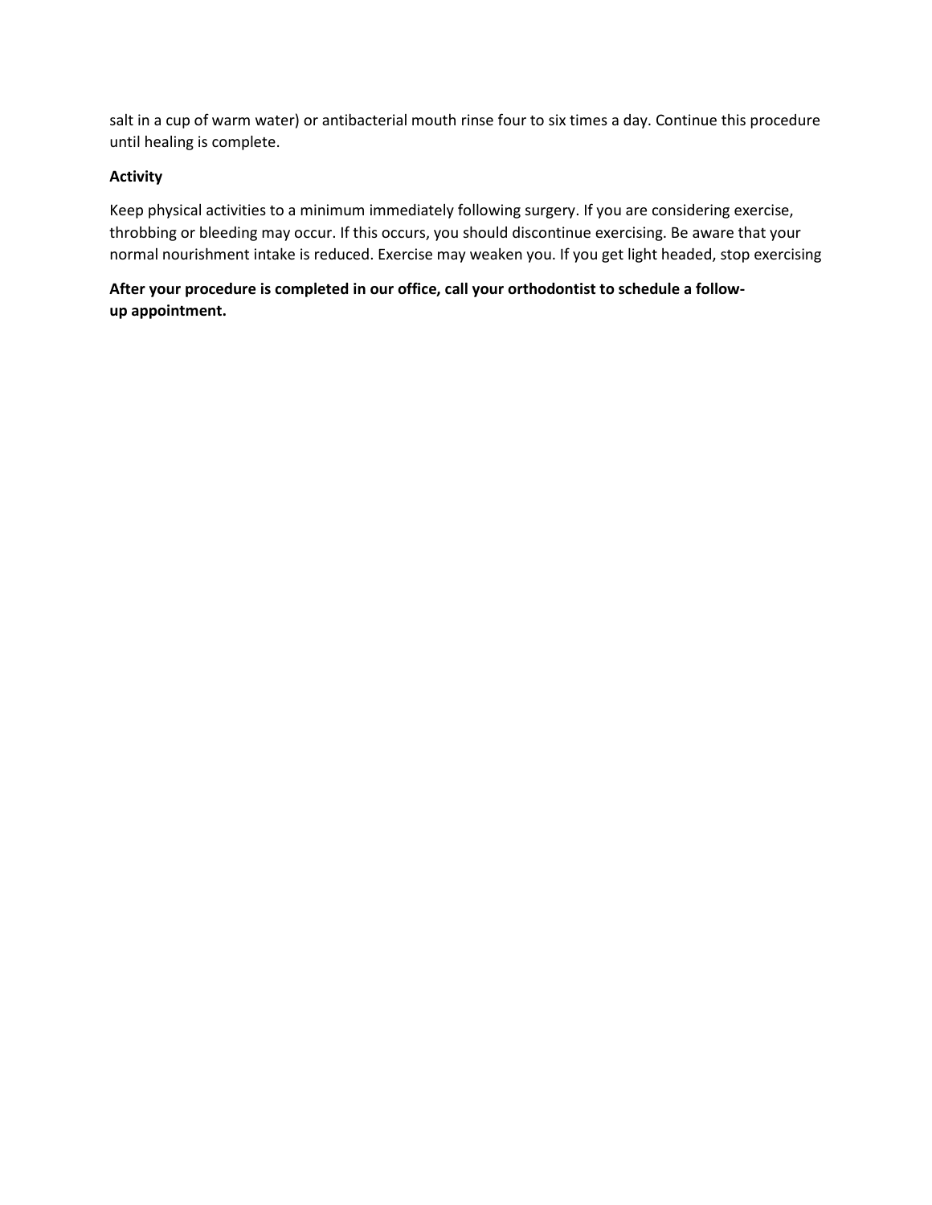salt in a cup of warm water) or antibacterial mouth rinse four to six times a day. Continue this procedure until healing is complete.

**Activity**

Keep physical activities to a minimum immediately following surgery. If you are considering exercise, throbbing or bleeding may occur. If this occurs, you should discontinue exercising. Be aware that your normal nourishment intake is reduced. Exercise may weaken you. If you get light headed, stop exercising

**After your procedure is completed in our office, call your orthodontist to schedule a follow-up appointment.**